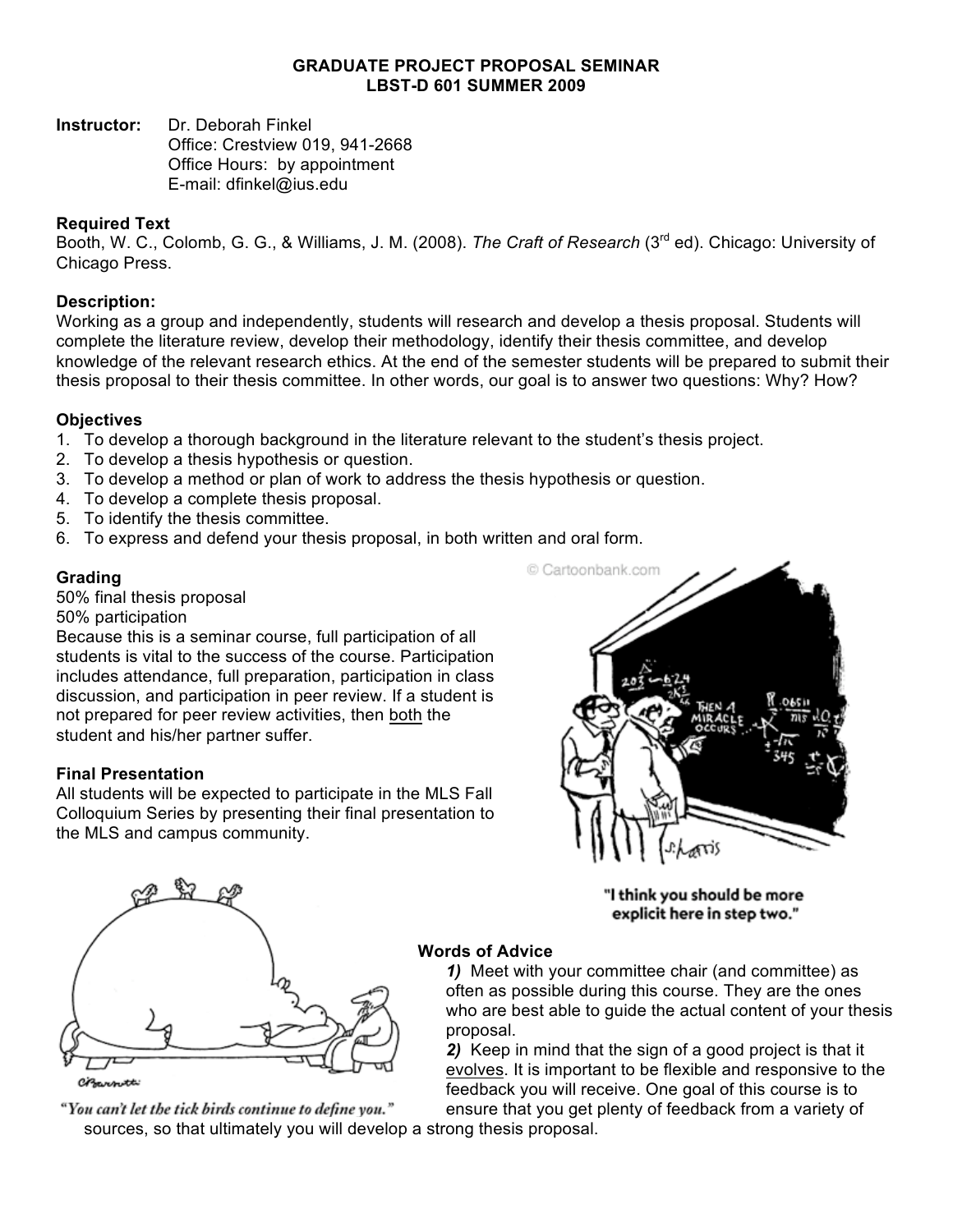# GRADUATE PROJECT PROPOSAL SEMINAR
## LBST-D 601 SUMMER 2009

**Instructor:** Dr. Deborah Finkel
Office: Crestview 019, 941-2668
Office Hours: by appointment
E-mail: dfinkel@ius.edu

**Required Text**
Booth, W. C., Colomb, G. G., & Williams, J. M. (2008). *The Craft of Research* (3rd ed). Chicago: University of Chicago Press.

**Description:**
Working as a group and independently, students will research and develop a thesis proposal. Students will complete the literature review, develop their methodology, identify their thesis committee, and develop knowledge of the relevant research ethics. At the end of the semester students will be prepared to submit their thesis proposal to their thesis committee. In other words, our goal is to answer two questions: Why? How?

**Objectives**
1. To develop a thorough background in the literature relevant to the student's thesis project.
2. To develop a thesis hypothesis or question.
3. To develop a method or plan of work to address the thesis hypothesis or question.
4. To develop a complete thesis proposal.
5. To identify the thesis committee.
6. To express and defend your thesis proposal, in both written and oral form.

**Grading**
50% final thesis proposal
50% participation
Because this is a seminar course, full participation of all students is vital to the success of the course. Participation includes attendance, full preparation, participation in class discussion, and participation in peer review. If a student is not prepared for peer review activities, then both the student and his/her partner suffer.

**Final Presentation**
All students will be expected to participate in the MLS Fall Colloquium Series by presenting their final presentation to the MLS and campus community.

"I think you should be more explicit here in step two."

"You can't let the tick birds continue to define you."

**Words of Advice**

***1)*** Meet with your committee chair (and committee) as often as possible during this course. They are the ones who are best able to guide the actual content of your thesis proposal.

***2)*** Keep in mind that the sign of a good project is that it evolves. It is important to be flexible and responsive to the feedback you will receive. One goal of this course is to ensure that you get plenty of feedback from a variety of sources, so that ultimately you will develop a strong thesis proposal.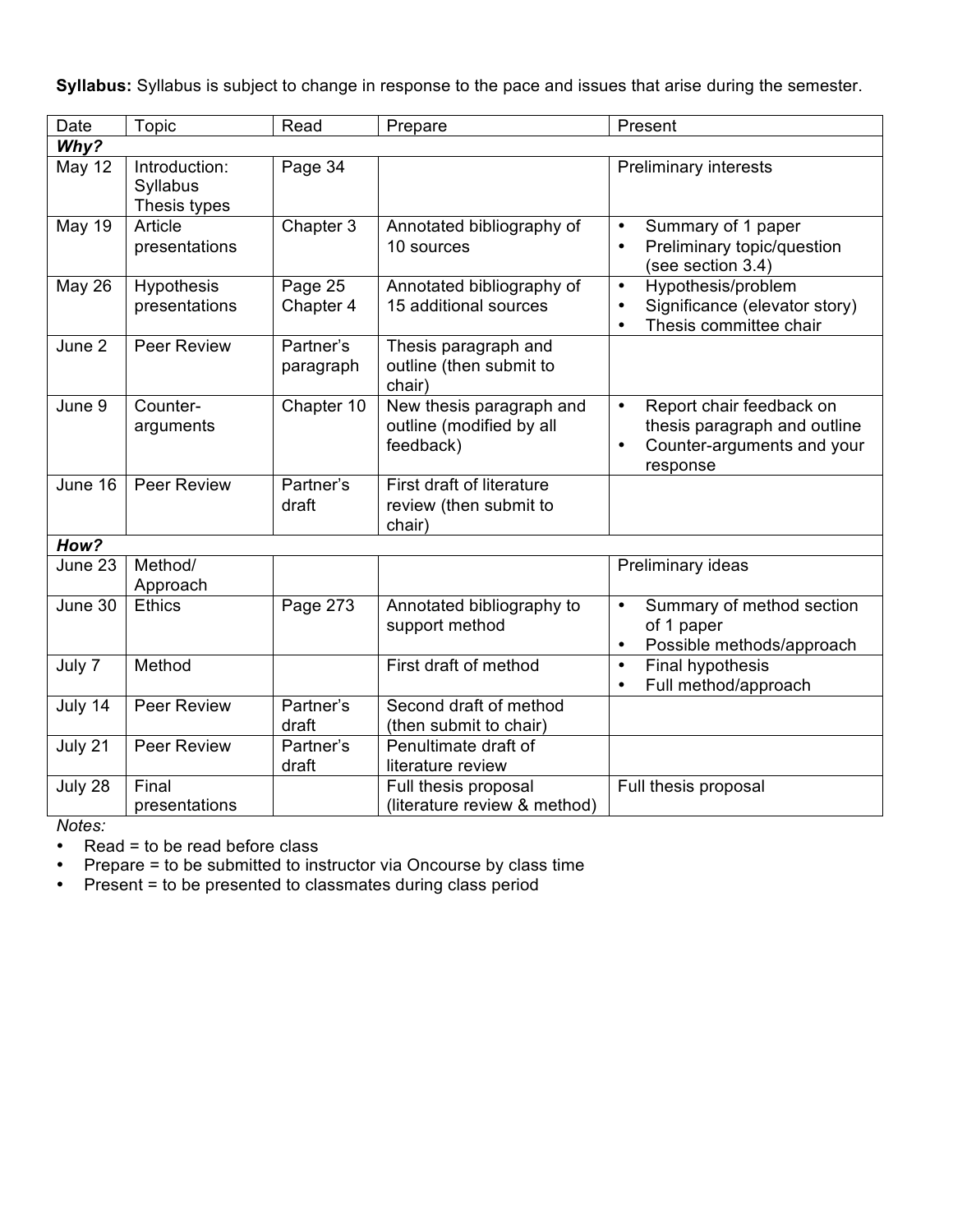**Syllabus:** Syllabus is subject to change in response to the pace and issues that arise during the semester.

| Date | Topic | Read | Prepare | Present |
|---|---|---|---|---|
| ***Why?*** | | | | |
| May 12 | Introduction: Syllabus Thesis types | Page 34 | | Preliminary interests |
| May 19 | Article presentations | Chapter 3 | Annotated bibliography of 10 sources | • Summary of 1 paper<br>• Preliminary topic/question (see section 3.4) |
| May 26 | Hypothesis presentations | Page 25 Chapter 4 | Annotated bibliography of 15 additional sources | • Hypothesis/problem<br>• Significance (elevator story)<br>• Thesis committee chair |
| June 2 | Peer Review | Partner's paragraph | Thesis paragraph and outline (then submit to chair) | |
| June 9 | Counter-arguments | Chapter 10 | New thesis paragraph and outline (modified by all feedback) | • Report chair feedback on thesis paragraph and outline<br>• Counter-arguments and your response |
| June 16 | Peer Review | Partner's draft | First draft of literature review (then submit to chair) | |
| ***How?*** | | | | |
| June 23 | Method/ Approach | | | Preliminary ideas |
| June 30 | Ethics | Page 273 | Annotated bibliography to support method | • Summary of method section of 1 paper<br>• Possible methods/approach |
| July 7 | Method | | First draft of method | • Final hypothesis<br>• Full method/approach |
| July 14 | Peer Review | Partner's draft | Second draft of method (then submit to chair) | |
| July 21 | Peer Review | Partner's draft | Penultimate draft of literature review | |
| July 28 | Final presentations | | Full thesis proposal (literature review & method) | Full thesis proposal |

*Notes:*

- Read = to be read before class
- Prepare = to be submitted to instructor via Oncourse by class time
- Present = to be presented to classmates during class period